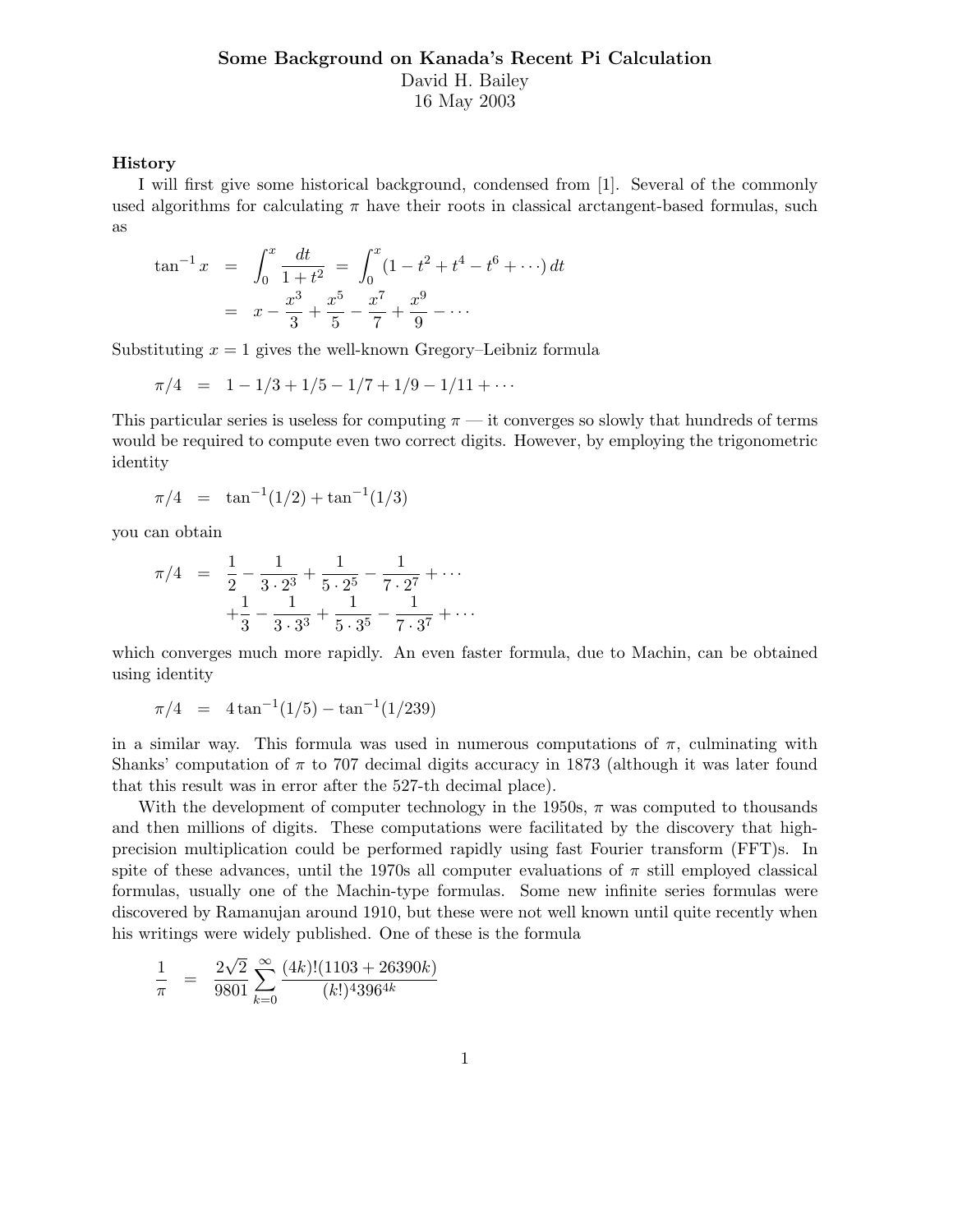# Some Background on Kanada's Recent Pi Calculation

David H. Bailey

16 May 2003

### History

I will first give some historical background, condensed from [1]. Several of the commonly used algorithms for calculating $\pi$ have their roots in classical arctangent-based formulas, such as

$$\begin{aligned}
\tan^{-1} x &= \int_0^x \frac{dt}{1+t^2} = \int_0^x (1 - t^2 + t^4 - t^6 + \cdots)\, dt \\
&= x - \frac{x^3}{3} + \frac{x^5}{5} - \frac{x^7}{7} + \frac{x^9}{9} - \cdots
\end{aligned}$$

Substituting $x = 1$ gives the well-known Gregory–Leibniz formula

$$\pi/4 = 1 - 1/3 + 1/5 - 1/7 + 1/9 - 1/11 + \cdots$$

This particular series is useless for computing $\pi$ — it converges so slowly that hundreds of terms would be required to compute even two correct digits. However, by employing the trigonometric identity

$$\pi/4 = \tan^{-1}(1/2) + \tan^{-1}(1/3)$$

you can obtain

$$\begin{aligned}
\pi/4 &= \frac{1}{2} - \frac{1}{3 \cdot 2^3} + \frac{1}{5 \cdot 2^5} - \frac{1}{7 \cdot 2^7} + \cdots \\
&\quad + \frac{1}{3} - \frac{1}{3 \cdot 3^3} + \frac{1}{5 \cdot 3^5} - \frac{1}{7 \cdot 3^7} + \cdots
\end{aligned}$$

which converges much more rapidly. An even faster formula, due to Machin, can be obtained using identity

$$\pi/4 = 4 \tan^{-1}(1/5) - \tan^{-1}(1/239)$$

in a similar way. This formula was used in numerous computations of $\pi$, culminating with Shanks' computation of $\pi$ to 707 decimal digits accuracy in 1873 (although it was later found that this result was in error after the 527-th decimal place).

With the development of computer technology in the 1950s, $\pi$ was computed to thousands and then millions of digits. These computations were facilitated by the discovery that high-precision multiplication could be performed rapidly using fast Fourier transform (FFT)s. In spite of these advances, until the 1970s all computer evaluations of $\pi$ still employed classical formulas, usually one of the Machin-type formulas. Some new infinite series formulas were discovered by Ramanujan around 1910, but these were not well known until quite recently when his writings were widely published. One of these is the formula

$$\frac{1}{\pi} = \frac{2\sqrt{2}}{9801} \sum_{k=0}^{\infty} \frac{(4k)!(1103 + 26390k)}{(k!)^4 396^{4k}}$$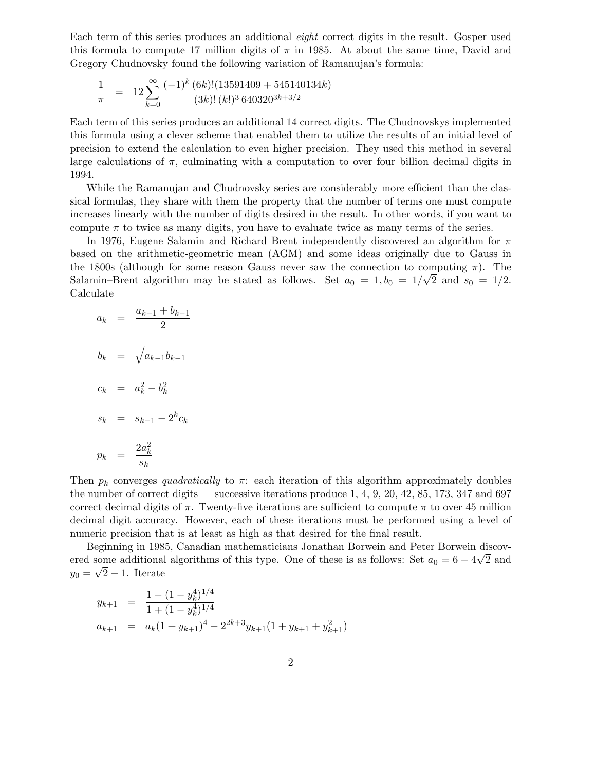Each term of this series produces an additional *eight* correct digits in the result. Gosper used this formula to compute 17 million digits of $\pi$ in 1985. At about the same time, David and Gregory Chudnovsky found the following variation of Ramanujan's formula:

$$\frac{1}{\pi} = 12 \sum_{k=0}^{\infty} \frac{(-1)^k \, (6k)!(13591409 + 545140134k)}{(3k)! \, (k!)^3 \, 640320^{3k+3/2}}$$

Each term of this series produces an additional 14 correct digits. The Chudnovskys implemented this formula using a clever scheme that enabled them to utilize the results of an initial level of precision to extend the calculation to even higher precision. They used this method in several large calculations of $\pi$, culminating with a computation to over four billion decimal digits in 1994.

While the Ramanujan and Chudnovsky series are considerably more efficient than the classical formulas, they share with them the property that the number of terms one must compute increases linearly with the number of digits desired in the result. In other words, if you want to compute $\pi$ to twice as many digits, you have to evaluate twice as many terms of the series.

In 1976, Eugene Salamin and Richard Brent independently discovered an algorithm for $\pi$ based on the arithmetic-geometric mean (AGM) and some ideas originally due to Gauss in the 1800s (although for some reason Gauss never saw the connection to computing $\pi$). The Salamin–Brent algorithm may be stated as follows. Set $a_0 = 1, b_0 = 1/\sqrt{2}$ and $s_0 = 1/2$. Calculate

$$\begin{aligned}
a_k &= \frac{a_{k-1} + b_{k-1}}{2} \\
b_k &= \sqrt{a_{k-1} b_{k-1}} \\
c_k &= a_k^2 - b_k^2 \\
s_k &= s_{k-1} - 2^k c_k \\
p_k &= \frac{2a_k^2}{s_k}
\end{aligned}$$

Then $p_k$ converges *quadratically* to $\pi$: each iteration of this algorithm approximately doubles the number of correct digits — successive iterations produce 1, 4, 9, 20, 42, 85, 173, 347 and 697 correct decimal digits of $\pi$. Twenty-five iterations are sufficient to compute $\pi$ to over 45 million decimal digit accuracy. However, each of these iterations must be performed using a level of numeric precision that is at least as high as that desired for the final result.

Beginning in 1985, Canadian mathematicians Jonathan Borwein and Peter Borwein discovered some additional algorithms of this type. One of these is as follows: Set $a_0 = 6 - 4\sqrt{2}$ and $y_0 = \sqrt{2} - 1$. Iterate

$$\begin{aligned}
y_{k+1} &= \frac{1 - (1 - y_k^4)^{1/4}}{1 + (1 - y_k^4)^{1/4}} \\
a_{k+1} &= a_k(1 + y_{k+1})^4 - 2^{2k+3} y_{k+1}(1 + y_{k+1} + y_{k+1}^2)
\end{aligned}$$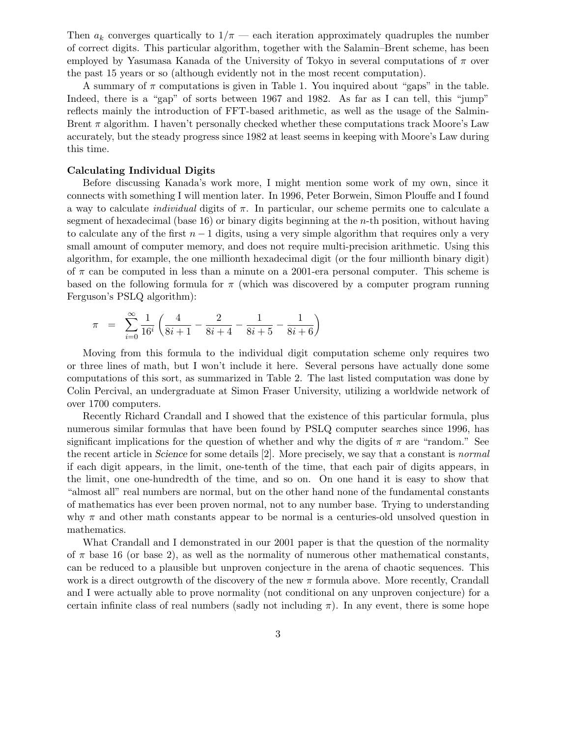Then $a_k$ converges quartically to $1/\pi$ — each iteration approximately quadruples the number of correct digits. This particular algorithm, together with the Salamin–Brent scheme, has been employed by Yasumasa Kanada of the University of Tokyo in several computations of $\pi$ over the past 15 years or so (although evidently not in the most recent computation).

A summary of $\pi$ computations is given in Table 1. You inquired about "gaps" in the table. Indeed, there is a "gap" of sorts between 1967 and 1982. As far as I can tell, this "jump" reflects mainly the introduction of FFT-based arithmetic, as well as the usage of the Salmin-Brent $\pi$ algorithm. I haven't personally checked whether these computations track Moore's Law accurately, but the steady progress since 1982 at least seems in keeping with Moore's Law during this time.

**Calculating Individual Digits**

Before discussing Kanada's work more, I might mention some work of my own, since it connects with something I will mention later. In 1996, Peter Borwein, Simon Plouffe and I found a way to calculate *individual* digits of $\pi$. In particular, our scheme permits one to calculate a segment of hexadecimal (base 16) or binary digits beginning at the $n$-th position, without having to calculate any of the first $n-1$ digits, using a very simple algorithm that requires only a very small amount of computer memory, and does not require multi-precision arithmetic. Using this algorithm, for example, the one millionth hexadecimal digit (or the four millionth binary digit) of $\pi$ can be computed in less than a minute on a 2001-era personal computer. This scheme is based on the following formula for $\pi$ (which was discovered by a computer program running Ferguson's PSLQ algorithm):

$$\pi \quad = \quad \sum_{i=0}^{\infty} \frac{1}{16^i} \left( \frac{4}{8i+1} - \frac{2}{8i+4} - \frac{1}{8i+5} - \frac{1}{8i+6} \right)$$

Moving from this formula to the individual digit computation scheme only requires two or three lines of math, but I won't include it here. Several persons have actually done some computations of this sort, as summarized in Table 2. The last listed computation was done by Colin Percival, an undergraduate at Simon Fraser University, utilizing a worldwide network of over 1700 computers.

Recently Richard Crandall and I showed that the existence of this particular formula, plus numerous similar formulas that have been found by PSLQ computer searches since 1996, has significant implications for the question of whether and why the digits of $\pi$ are "random." See the recent article in *Science* for some details [2]. More precisely, we say that a constant is *normal* if each digit appears, in the limit, one-tenth of the time, that each pair of digits appears, in the limit, one one-hundredth of the time, and so on. On one hand it is easy to show that "almost all" real numbers are normal, but on the other hand none of the fundamental constants of mathematics has ever been proven normal, not to any number base. Trying to understanding why $\pi$ and other math constants appear to be normal is a centuries-old unsolved question in mathematics.

What Crandall and I demonstrated in our 2001 paper is that the question of the normality of $\pi$ base 16 (or base 2), as well as the normality of numerous other mathematical constants, can be reduced to a plausible but unproven conjecture in the arena of chaotic sequences. This work is a direct outgrowth of the discovery of the new $\pi$ formula above. More recently, Crandall and I were actually able to prove normality (not conditional on any unproven conjecture) for a certain infinite class of real numbers (sadly not including $\pi$). In any event, there is some hope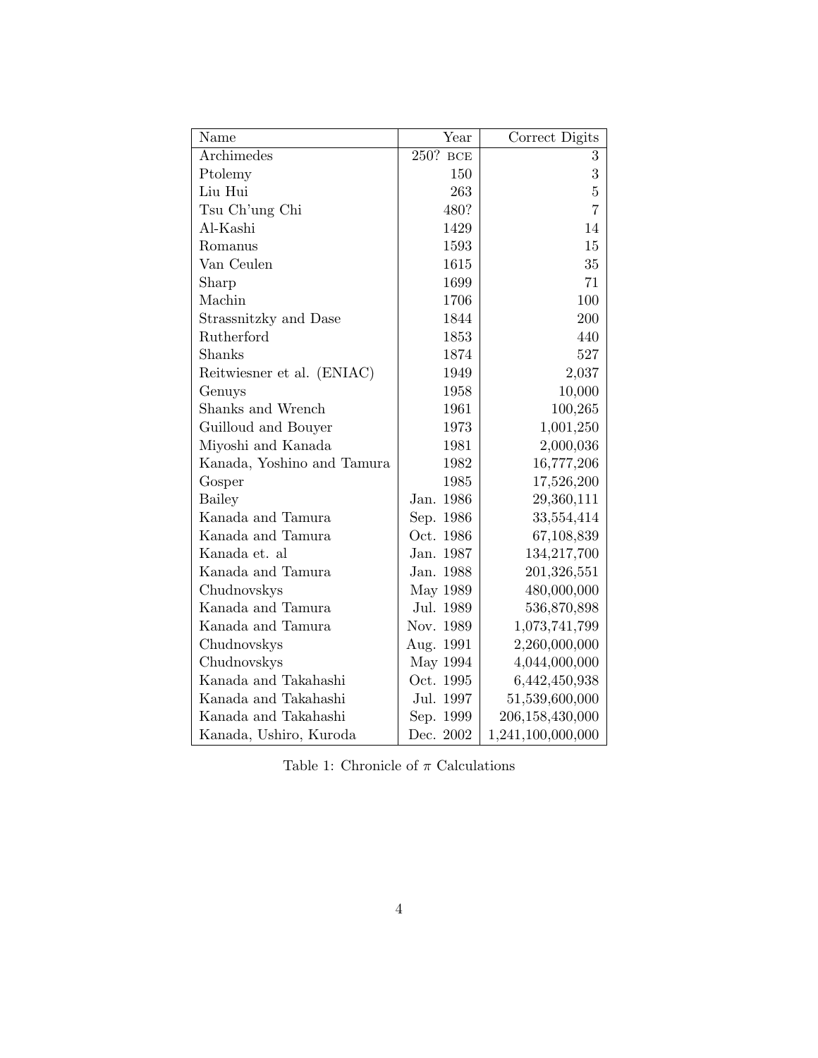| Name | Year | Correct Digits |
|---|---|---|
| Archimedes | 250? BCE | 3 |
| Ptolemy | 150 | 3 |
| Liu Hui | 263 | 5 |
| Tsu Ch'ung Chi | 480? | 7 |
| Al-Kashi | 1429 | 14 |
| Romanus | 1593 | 15 |
| Van Ceulen | 1615 | 35 |
| Sharp | 1699 | 71 |
| Machin | 1706 | 100 |
| Strassnitzky and Dase | 1844 | 200 |
| Rutherford | 1853 | 440 |
| Shanks | 1874 | 527 |
| Reitwiesner et al. (ENIAC) | 1949 | 2,037 |
| Genuys | 1958 | 10,000 |
| Shanks and Wrench | 1961 | 100,265 |
| Guilloud and Bouyer | 1973 | 1,001,250 |
| Miyoshi and Kanada | 1981 | 2,000,036 |
| Kanada, Yoshino and Tamura | 1982 | 16,777,206 |
| Gosper | 1985 | 17,526,200 |
| Bailey | Jan. 1986 | 29,360,111 |
| Kanada and Tamura | Sep. 1986 | 33,554,414 |
| Kanada and Tamura | Oct. 1986 | 67,108,839 |
| Kanada et. al | Jan. 1987 | 134,217,700 |
| Kanada and Tamura | Jan. 1988 | 201,326,551 |
| Chudnovskys | May 1989 | 480,000,000 |
| Kanada and Tamura | Jul. 1989 | 536,870,898 |
| Kanada and Tamura | Nov. 1989 | 1,073,741,799 |
| Chudnovskys | Aug. 1991 | 2,260,000,000 |
| Chudnovskys | May 1994 | 4,044,000,000 |
| Kanada and Takahashi | Oct. 1995 | 6,442,450,938 |
| Kanada and Takahashi | Jul. 1997 | 51,539,600,000 |
| Kanada and Takahashi | Sep. 1999 | 206,158,430,000 |
| Kanada, Ushiro, Kuroda | Dec. 2002 | 1,241,100,000,000 |

Table 1: Chronicle of $\pi$ Calculations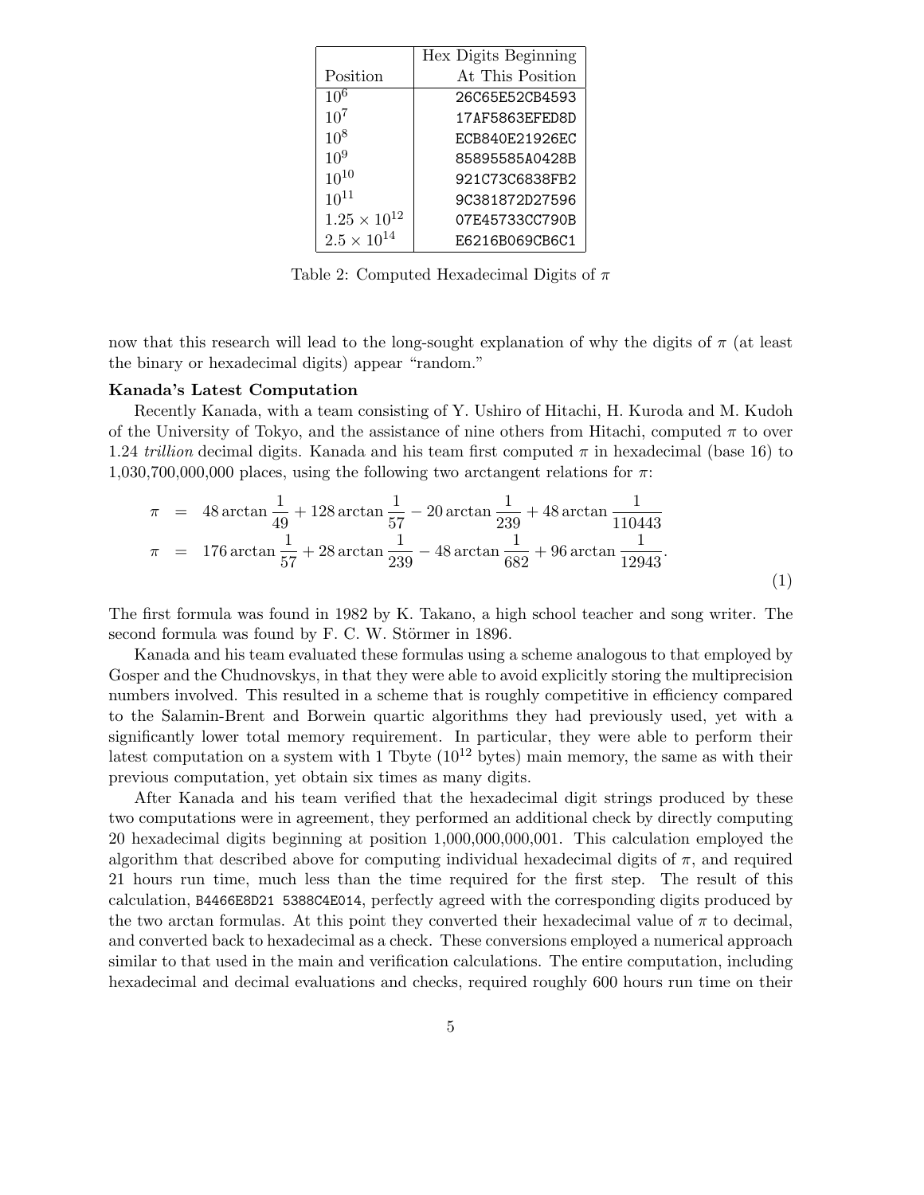| Position | Hex Digits Beginning At This Position |
| --- | --- |
| $10^6$ | 26C65E52CB4593 |
| $10^7$ | 17AF5863EFED8D |
| $10^8$ | ECB840E21926EC |
| $10^9$ | 85895585A0428B |
| $10^{10}$ | 921C73C6838FB2 |
| $10^{11}$ | 9C381872D27596 |
| $1.25 \times 10^{12}$ | 07E45733CC790B |
| $2.5 \times 10^{14}$ | E6216B069CB6C1 |

Table 2: Computed Hexadecimal Digits of $\pi$

now that this research will lead to the long-sought explanation of why the digits of $\pi$ (at least the binary or hexadecimal digits) appear "random."

**Kanada's Latest Computation**

Recently Kanada, with a team consisting of Y. Ushiro of Hitachi, H. Kuroda and M. Kudoh of the University of Tokyo, and the assistance of nine others from Hitachi, computed $\pi$ to over 1.24 *trillion* decimal digits. Kanada and his team first computed $\pi$ in hexadecimal (base 16) to 1,030,700,000,000 places, using the following two arctangent relations for $\pi$:

$$
\begin{aligned}
\pi &= 48 \arctan \frac{1}{49} + 128 \arctan \frac{1}{57} - 20 \arctan \frac{1}{239} + 48 \arctan \frac{1}{110443} \\
\pi &= 176 \arctan \frac{1}{57} + 28 \arctan \frac{1}{239} - 48 \arctan \frac{1}{682} + 96 \arctan \frac{1}{12943}.
\end{aligned} \tag{1}
$$

The first formula was found in 1982 by K. Takano, a high school teacher and song writer. The second formula was found by F. C. W. Störmer in 1896.

Kanada and his team evaluated these formulas using a scheme analogous to that employed by Gosper and the Chudnovskys, in that they were able to avoid explicitly storing the multiprecision numbers involved. This resulted in a scheme that is roughly competitive in efficiency compared to the Salamin-Brent and Borwein quartic algorithms they had previously used, yet with a significantly lower total memory requirement. In particular, they were able to perform their latest computation on a system with 1 Tbyte ($10^{12}$ bytes) main memory, the same as with their previous computation, yet obtain six times as many digits.

After Kanada and his team verified that the hexadecimal digit strings produced by these two computations were in agreement, they performed an additional check by directly computing 20 hexadecimal digits beginning at position 1,000,000,000,001. This calculation employed the algorithm that described above for computing individual hexadecimal digits of $\pi$, and required 21 hours run time, much less than the time required for the first step. The result of this calculation, B4466E8D21 5388C4E014, perfectly agreed with the corresponding digits produced by the two arctan formulas. At this point they converted their hexadecimal value of $\pi$ to decimal, and converted back to hexadecimal as a check. These conversions employed a numerical approach similar to that used in the main and verification calculations. The entire computation, including hexadecimal and decimal evaluations and checks, required roughly 600 hours run time on their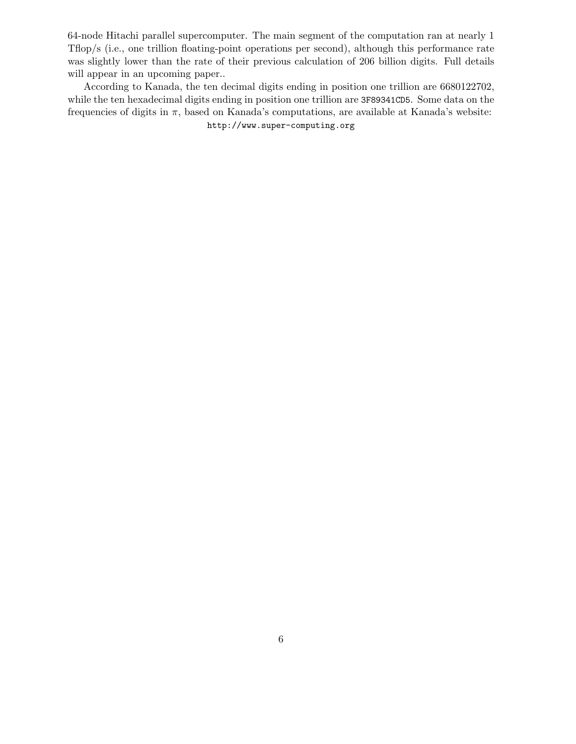64-node Hitachi parallel supercomputer. The main segment of the computation ran at nearly 1 Tflop/s (i.e., one trillion floating-point operations per second), although this performance rate was slightly lower than the rate of their previous calculation of 206 billion digits. Full details will appear in an upcoming paper..

According to Kanada, the ten decimal digits ending in position one trillion are 6680122702, while the ten hexadecimal digits ending in position one trillion are `3F89341CD5`. Some data on the frequencies of digits in $\pi$, based on Kanada's computations, are available at Kanada's website:

`http://www.super-computing.org`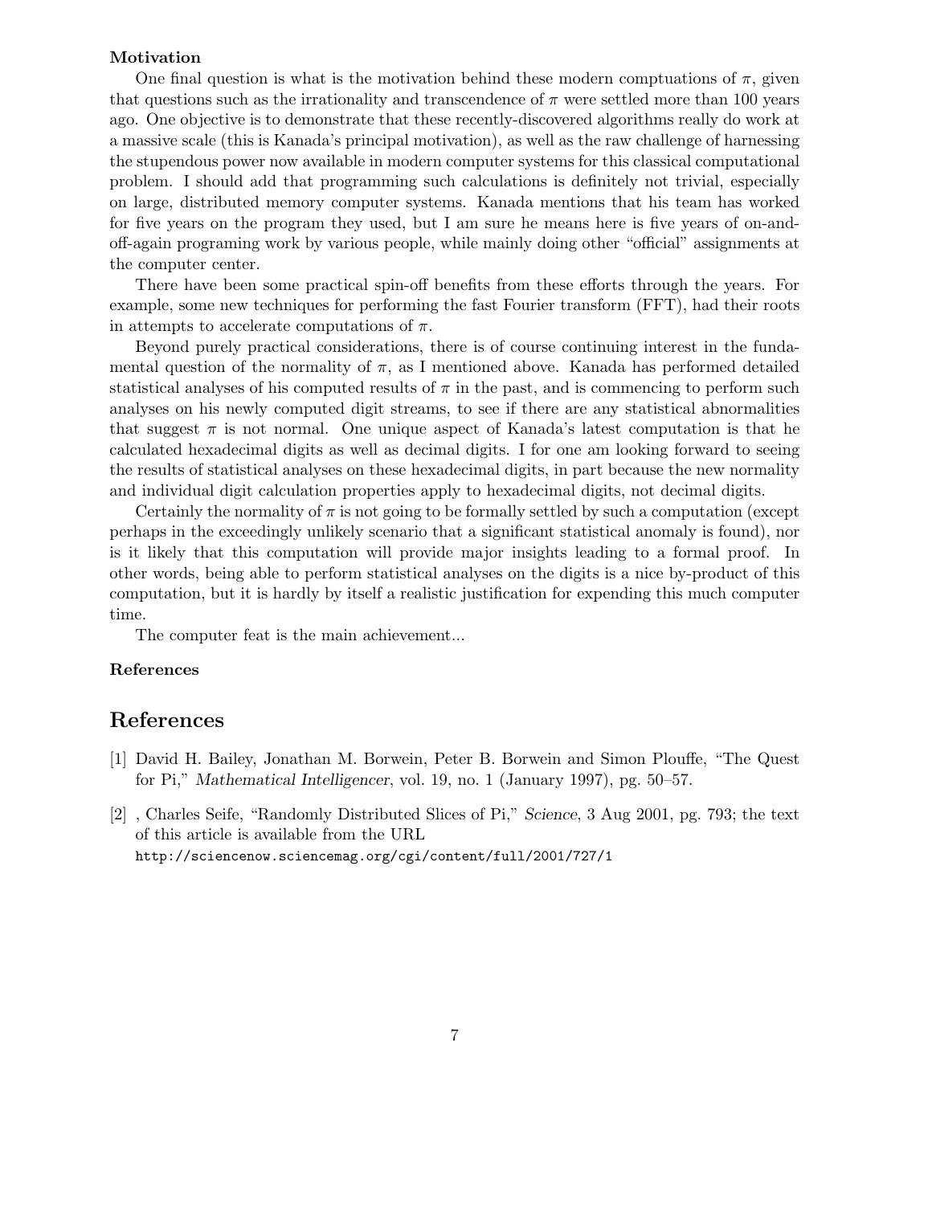**Motivation**

One final question is what is the motivation behind these modern comptuations of $\pi$, given that questions such as the irrationality and transcendence of $\pi$ were settled more than 100 years ago. One objective is to demonstrate that these recently-discovered algorithms really do work at a massive scale (this is Kanada's principal motivation), as well as the raw challenge of harnessing the stupendous power now available in modern computer systems for this classical computational problem. I should add that programming such calculations is definitely not trivial, especially on large, distributed memory computer systems. Kanada mentions that his team has worked for five years on the program they used, but I am sure he means here is five years of on-and-off-again programing work by various people, while mainly doing other "official" assignments at the computer center.

There have been some practical spin-off benefits from these efforts through the years. For example, some new techniques for performing the fast Fourier transform (FFT), had their roots in attempts to accelerate computations of $\pi$.

Beyond purely practical considerations, there is of course continuing interest in the fundamental question of the normality of $\pi$, as I mentioned above. Kanada has performed detailed statistical analyses of his computed results of $\pi$ in the past, and is commencing to perform such analyses on his newly computed digit streams, to see if there are any statistical abnormalities that suggest $\pi$ is not normal. One unique aspect of Kanada's latest computation is that he calculated hexadecimal digits as well as decimal digits. I for one am looking forward to seeing the results of statistical analyses on these hexadecimal digits, in part because the new normality and individual digit calculation properties apply to hexadecimal digits, not decimal digits.

Certainly the normality of $\pi$ is not going to be formally settled by such a computation (except perhaps in the exceedingly unlikely scenario that a significant statistical anomaly is found), nor is it likely that this computation will provide major insights leading to a formal proof. In other words, being able to perform statistical analyses on the digits is a nice by-product of this computation, but it is hardly by itself a realistic justification for expending this much computer time.

The computer feat is the main achievement...

**References**

## References

[1] David H. Bailey, Jonathan M. Borwein, Peter B. Borwein and Simon Plouffe, "The Quest for Pi," *Mathematical Intelligencer*, vol. 19, no. 1 (January 1997), pg. 50–57.

[2] , Charles Seife, "Randomly Distributed Slices of Pi," *Science*, 3 Aug 2001, pg. 793; the text of this article is available from the URL
`http://sciencenow.sciencemag.org/cgi/content/full/2001/727/1`